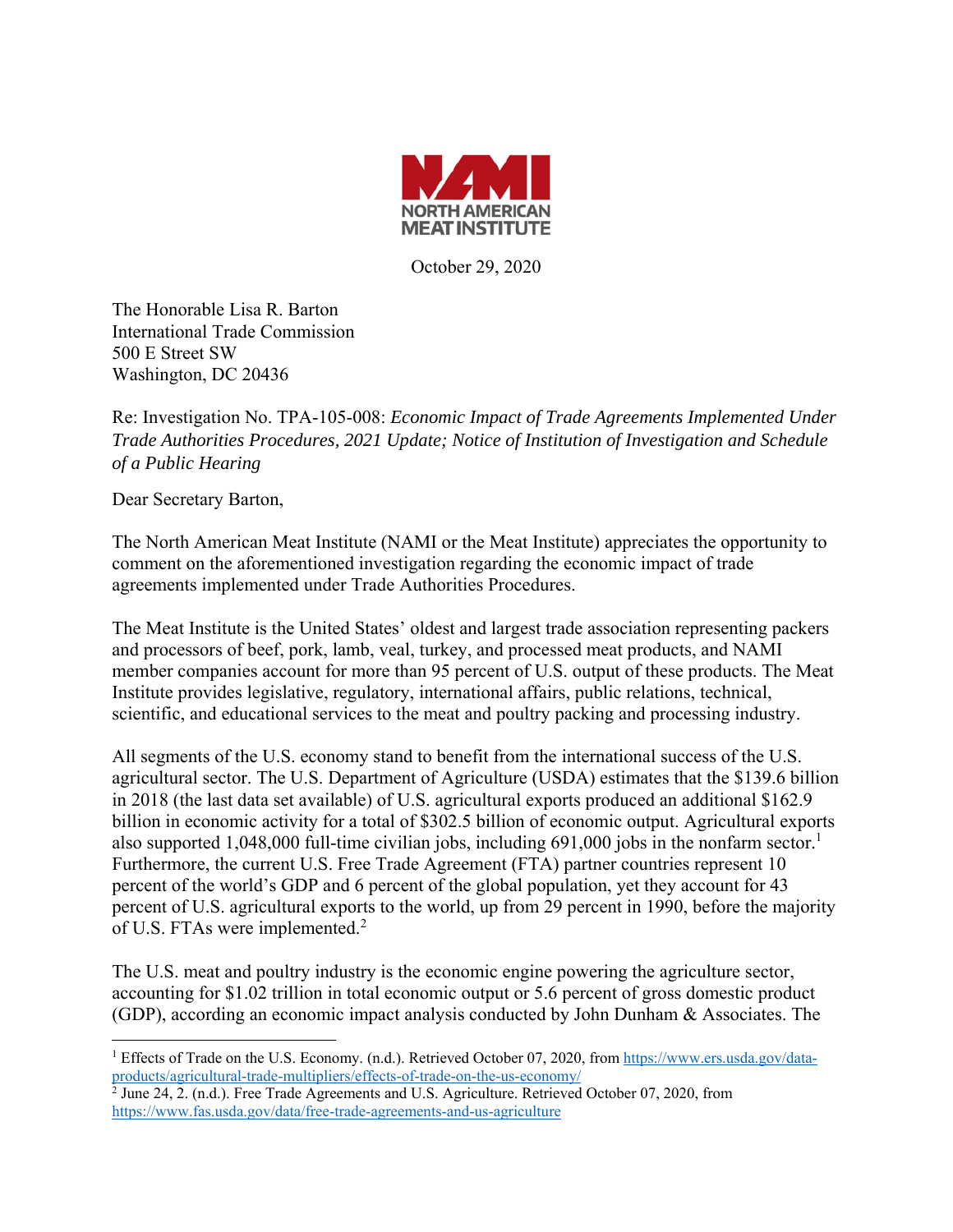NORTH AMERICAN MEAT INSTITUTE

October 29, 2020

The Honorable Lisa R. Barton
International Trade Commission
500 E Street SW
Washington, DC 20436

Re: Investigation No. TPA-105-008: *Economic Impact of Trade Agreements Implemented Under Trade Authorities Procedures, 2021 Update; Notice of Institution of Investigation and Schedule of a Public Hearing*

Dear Secretary Barton,

The North American Meat Institute (NAMI or the Meat Institute) appreciates the opportunity to comment on the aforementioned investigation regarding the economic impact of trade agreements implemented under Trade Authorities Procedures.

The Meat Institute is the United States' oldest and largest trade association representing packers and processors of beef, pork, lamb, veal, turkey, and processed meat products, and NAMI member companies account for more than 95 percent of U.S. output of these products. The Meat Institute provides legislative, regulatory, international affairs, public relations, technical, scientific, and educational services to the meat and poultry packing and processing industry.

All segments of the U.S. economy stand to benefit from the international success of the U.S. agricultural sector. The U.S. Department of Agriculture (USDA) estimates that the $139.6 billion in 2018 (the last data set available) of U.S. agricultural exports produced an additional $162.9 billion in economic activity for a total of $302.5 billion of economic output. Agricultural exports also supported 1,048,000 full-time civilian jobs, including 691,000 jobs in the nonfarm sector.[1] Furthermore, the current U.S. Free Trade Agreement (FTA) partner countries represent 10 percent of the world's GDP and 6 percent of the global population, yet they account for 43 percent of U.S. agricultural exports to the world, up from 29 percent in 1990, before the majority of U.S. FTAs were implemented.[2]

The U.S. meat and poultry industry is the economic engine powering the agriculture sector, accounting for $1.02 trillion in total economic output or 5.6 percent of gross domestic product (GDP), according an economic impact analysis conducted by John Dunham & Associates. The

---

[1] Effects of Trade on the U.S. Economy. (n.d.). Retrieved October 07, 2020, from https://www.ers.usda.gov/data-products/agricultural-trade-multipliers/effects-of-trade-on-the-us-economy/

[2] June 24, 2. (n.d.). Free Trade Agreements and U.S. Agriculture. Retrieved October 07, 2020, from https://www.fas.usda.gov/data/free-trade-agreements-and-us-agriculture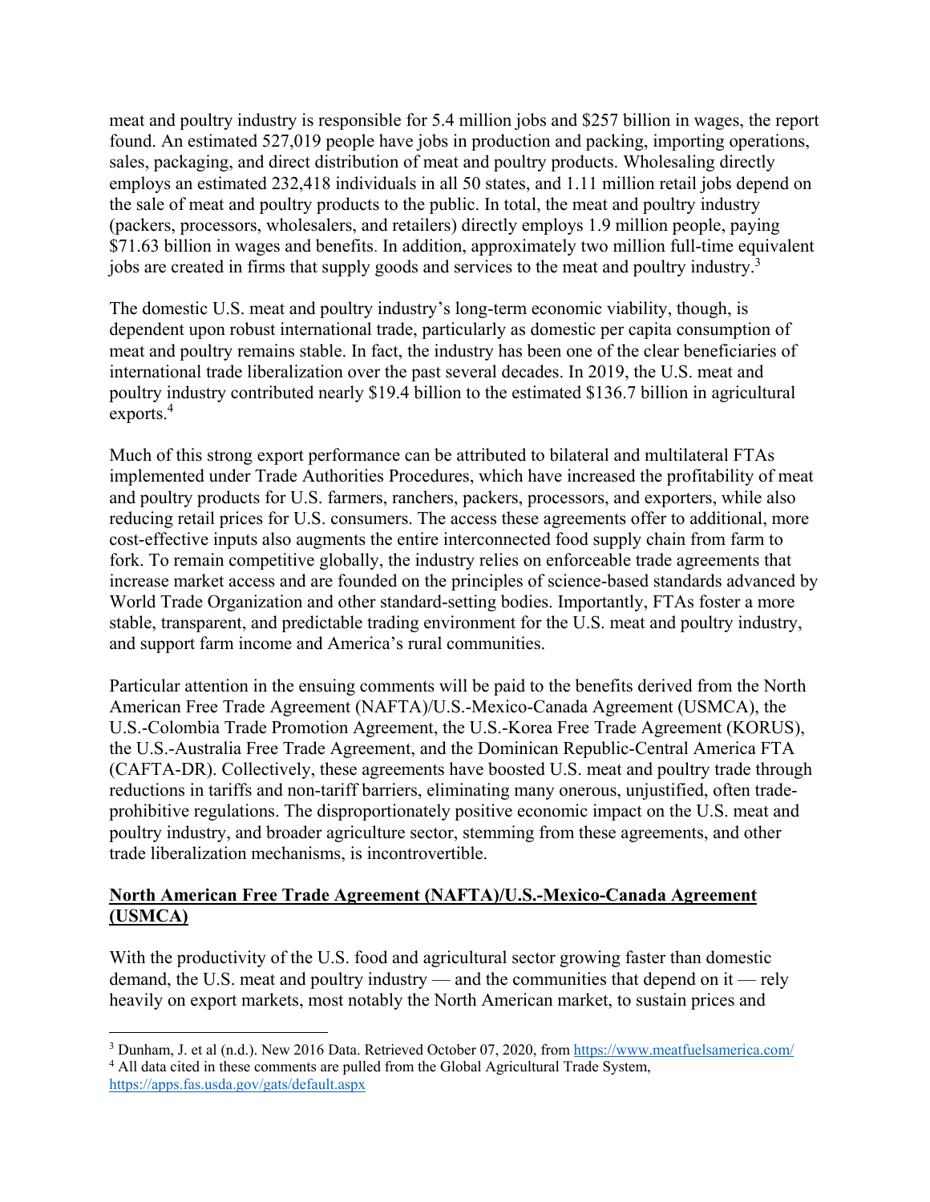meat and poultry industry is responsible for 5.4 million jobs and $257 billion in wages, the report found. An estimated 527,019 people have jobs in production and packing, importing operations, sales, packaging, and direct distribution of meat and poultry products. Wholesaling directly employs an estimated 232,418 individuals in all 50 states, and 1.11 million retail jobs depend on the sale of meat and poultry products to the public. In total, the meat and poultry industry (packers, processors, wholesalers, and retailers) directly employs 1.9 million people, paying $71.63 billion in wages and benefits. In addition, approximately two million full-time equivalent jobs are created in firms that supply goods and services to the meat and poultry industry.[3]

The domestic U.S. meat and poultry industry's long-term economic viability, though, is dependent upon robust international trade, particularly as domestic per capita consumption of meat and poultry remains stable. In fact, the industry has been one of the clear beneficiaries of international trade liberalization over the past several decades. In 2019, the U.S. meat and poultry industry contributed nearly $19.4 billion to the estimated $136.7 billion in agricultural exports.[4]

Much of this strong export performance can be attributed to bilateral and multilateral FTAs implemented under Trade Authorities Procedures, which have increased the profitability of meat and poultry products for U.S. farmers, ranchers, packers, processors, and exporters, while also reducing retail prices for U.S. consumers. The access these agreements offer to additional, more cost-effective inputs also augments the entire interconnected food supply chain from farm to fork. To remain competitive globally, the industry relies on enforceable trade agreements that increase market access and are founded on the principles of science-based standards advanced by World Trade Organization and other standard-setting bodies. Importantly, FTAs foster a more stable, transparent, and predictable trading environment for the U.S. meat and poultry industry, and support farm income and America's rural communities.

Particular attention in the ensuing comments will be paid to the benefits derived from the North American Free Trade Agreement (NAFTA)/U.S.-Mexico-Canada Agreement (USMCA), the U.S.-Colombia Trade Promotion Agreement, the U.S.-Korea Free Trade Agreement (KORUS), the U.S.-Australia Free Trade Agreement, and the Dominican Republic-Central America FTA (CAFTA-DR). Collectively, these agreements have boosted U.S. meat and poultry trade through reductions in tariffs and non-tariff barriers, eliminating many onerous, unjustified, often trade-prohibitive regulations. The disproportionately positive economic impact on the U.S. meat and poultry industry, and broader agriculture sector, stemming from these agreements, and other trade liberalization mechanisms, is incontrovertible.

## North American Free Trade Agreement (NAFTA)/U.S.-Mexico-Canada Agreement (USMCA)

With the productivity of the U.S. food and agricultural sector growing faster than domestic demand, the U.S. meat and poultry industry — and the communities that depend on it — rely heavily on export markets, most notably the North American market, to sustain prices and

---

[3] Dunham, J. et al (n.d.). New 2016 Data. Retrieved October 07, 2020, from https://www.meatfuelsamerica.com/

[4] All data cited in these comments are pulled from the Global Agricultural Trade System, https://apps.fas.usda.gov/gats/default.aspx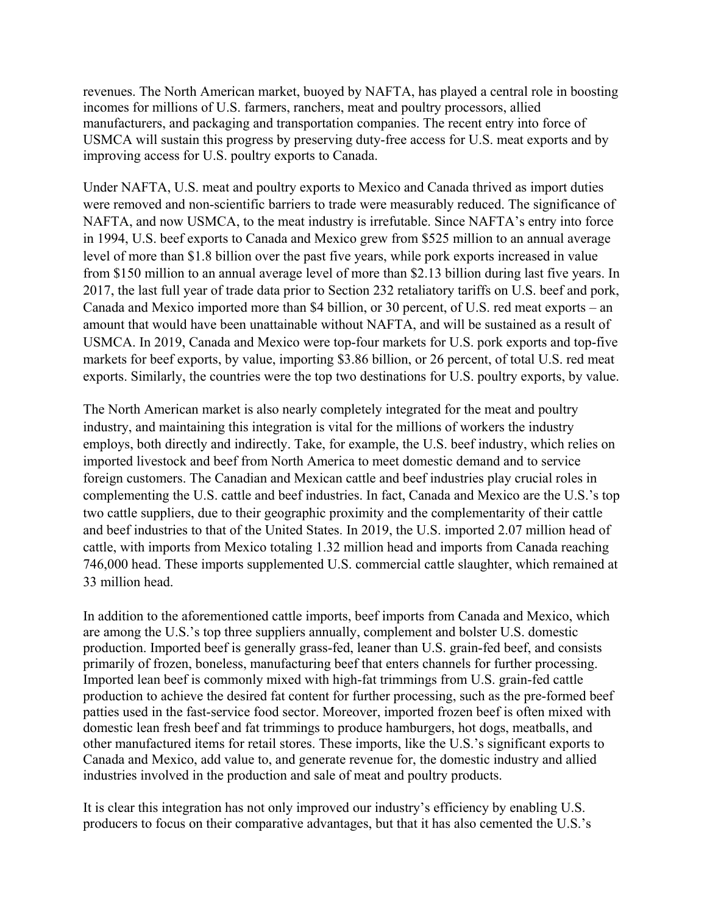revenues. The North American market, buoyed by NAFTA, has played a central role in boosting incomes for millions of U.S. farmers, ranchers, meat and poultry processors, allied manufacturers, and packaging and transportation companies. The recent entry into force of USMCA will sustain this progress by preserving duty-free access for U.S. meat exports and by improving access for U.S. poultry exports to Canada.

Under NAFTA, U.S. meat and poultry exports to Mexico and Canada thrived as import duties were removed and non-scientific barriers to trade were measurably reduced. The significance of NAFTA, and now USMCA, to the meat industry is irrefutable. Since NAFTA's entry into force in 1994, U.S. beef exports to Canada and Mexico grew from $525 million to an annual average level of more than $1.8 billion over the past five years, while pork exports increased in value from $150 million to an annual average level of more than $2.13 billion during last five years. In 2017, the last full year of trade data prior to Section 232 retaliatory tariffs on U.S. beef and pork, Canada and Mexico imported more than $4 billion, or 30 percent, of U.S. red meat exports – an amount that would have been unattainable without NAFTA, and will be sustained as a result of USMCA. In 2019, Canada and Mexico were top-four markets for U.S. pork exports and top-five markets for beef exports, by value, importing $3.86 billion, or 26 percent, of total U.S. red meat exports. Similarly, the countries were the top two destinations for U.S. poultry exports, by value.

The North American market is also nearly completely integrated for the meat and poultry industry, and maintaining this integration is vital for the millions of workers the industry employs, both directly and indirectly. Take, for example, the U.S. beef industry, which relies on imported livestock and beef from North America to meet domestic demand and to service foreign customers. The Canadian and Mexican cattle and beef industries play crucial roles in complementing the U.S. cattle and beef industries. In fact, Canada and Mexico are the U.S.'s top two cattle suppliers, due to their geographic proximity and the complementarity of their cattle and beef industries to that of the United States. In 2019, the U.S. imported 2.07 million head of cattle, with imports from Mexico totaling 1.32 million head and imports from Canada reaching 746,000 head. These imports supplemented U.S. commercial cattle slaughter, which remained at 33 million head.

In addition to the aforementioned cattle imports, beef imports from Canada and Mexico, which are among the U.S.'s top three suppliers annually, complement and bolster U.S. domestic production. Imported beef is generally grass-fed, leaner than U.S. grain-fed beef, and consists primarily of frozen, boneless, manufacturing beef that enters channels for further processing. Imported lean beef is commonly mixed with high-fat trimmings from U.S. grain-fed cattle production to achieve the desired fat content for further processing, such as the pre-formed beef patties used in the fast-service food sector. Moreover, imported frozen beef is often mixed with domestic lean fresh beef and fat trimmings to produce hamburgers, hot dogs, meatballs, and other manufactured items for retail stores. These imports, like the U.S.'s significant exports to Canada and Mexico, add value to, and generate revenue for, the domestic industry and allied industries involved in the production and sale of meat and poultry products.

It is clear this integration has not only improved our industry's efficiency by enabling U.S. producers to focus on their comparative advantages, but that it has also cemented the U.S.'s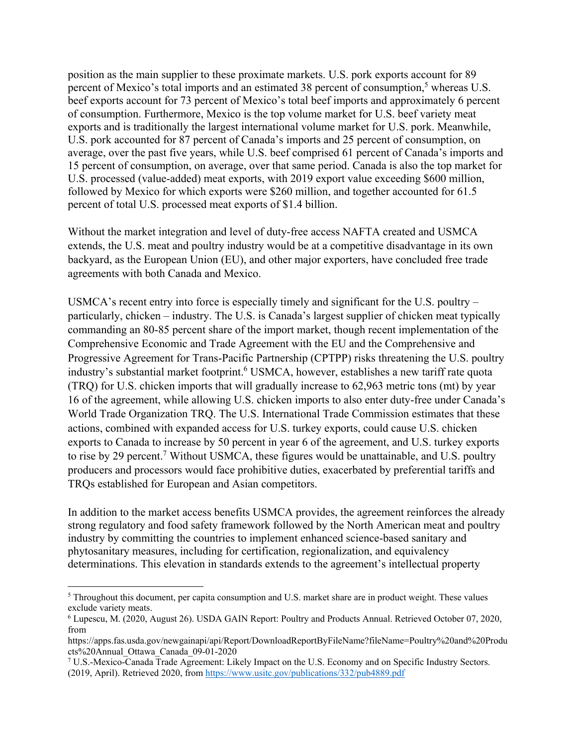position as the main supplier to these proximate markets. U.S. pork exports account for 89 percent of Mexico's total imports and an estimated 38 percent of consumption,[5] whereas U.S. beef exports account for 73 percent of Mexico's total beef imports and approximately 6 percent of consumption. Furthermore, Mexico is the top volume market for U.S. beef variety meat exports and is traditionally the largest international volume market for U.S. pork. Meanwhile, U.S. pork accounted for 87 percent of Canada's imports and 25 percent of consumption, on average, over the past five years, while U.S. beef comprised 61 percent of Canada's imports and 15 percent of consumption, on average, over that same period. Canada is also the top market for U.S. processed (value-added) meat exports, with 2019 export value exceeding $600 million, followed by Mexico for which exports were $260 million, and together accounted for 61.5 percent of total U.S. processed meat exports of $1.4 billion.

Without the market integration and level of duty-free access NAFTA created and USMCA extends, the U.S. meat and poultry industry would be at a competitive disadvantage in its own backyard, as the European Union (EU), and other major exporters, have concluded free trade agreements with both Canada and Mexico.

USMCA's recent entry into force is especially timely and significant for the U.S. poultry – particularly, chicken – industry. The U.S. is Canada's largest supplier of chicken meat typically commanding an 80-85 percent share of the import market, though recent implementation of the Comprehensive Economic and Trade Agreement with the EU and the Comprehensive and Progressive Agreement for Trans-Pacific Partnership (CPTPP) risks threatening the U.S. poultry industry's substantial market footprint.[6] USMCA, however, establishes a new tariff rate quota (TRQ) for U.S. chicken imports that will gradually increase to 62,963 metric tons (mt) by year 16 of the agreement, while allowing U.S. chicken imports to also enter duty-free under Canada's World Trade Organization TRQ. The U.S. International Trade Commission estimates that these actions, combined with expanded access for U.S. turkey exports, could cause U.S. chicken exports to Canada to increase by 50 percent in year 6 of the agreement, and U.S. turkey exports to rise by 29 percent.[7] Without USMCA, these figures would be unattainable, and U.S. poultry producers and processors would face prohibitive duties, exacerbated by preferential tariffs and TRQs established for European and Asian competitors.

In addition to the market access benefits USMCA provides, the agreement reinforces the already strong regulatory and food safety framework followed by the North American meat and poultry industry by committing the countries to implement enhanced science-based sanitary and phytosanitary measures, including for certification, regionalization, and equivalency determinations. This elevation in standards extends to the agreement's intellectual property

---

[5] Throughout this document, per capita consumption and U.S. market share are in product weight. These values exclude variety meats.

[6] Lupescu, M. (2020, August 26). USDA GAIN Report: Poultry and Products Annual. Retrieved October 07, 2020, from https://apps.fas.usda.gov/newgainapi/api/Report/DownloadReportByFileName?fileName=Poultry%20and%20Products%20Annual_Ottawa_Canada_09-01-2020

[7] U.S.-Mexico-Canada Trade Agreement: Likely Impact on the U.S. Economy and on Specific Industry Sectors. (2019, April). Retrieved 2020, from https://www.usitc.gov/publications/332/pub4889.pdf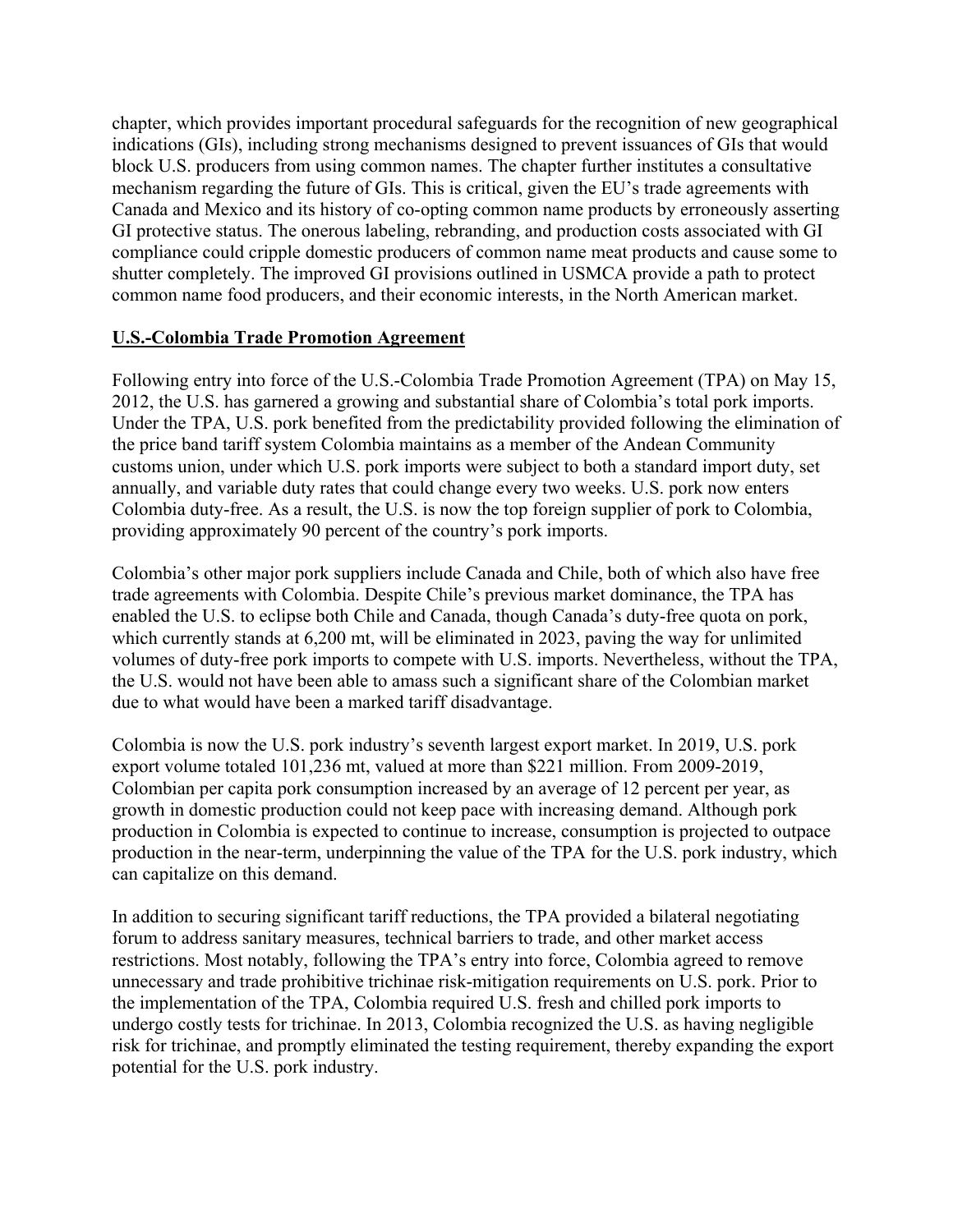chapter, which provides important procedural safeguards for the recognition of new geographical indications (GIs), including strong mechanisms designed to prevent issuances of GIs that would block U.S. producers from using common names. The chapter further institutes a consultative mechanism regarding the future of GIs. This is critical, given the EU's trade agreements with Canada and Mexico and its history of co-opting common name products by erroneously asserting GI protective status. The onerous labeling, rebranding, and production costs associated with GI compliance could cripple domestic producers of common name meat products and cause some to shutter completely. The improved GI provisions outlined in USMCA provide a path to protect common name food producers, and their economic interests, in the North American market.

## U.S.-Colombia Trade Promotion Agreement

Following entry into force of the U.S.-Colombia Trade Promotion Agreement (TPA) on May 15, 2012, the U.S. has garnered a growing and substantial share of Colombia's total pork imports. Under the TPA, U.S. pork benefited from the predictability provided following the elimination of the price band tariff system Colombia maintains as a member of the Andean Community customs union, under which U.S. pork imports were subject to both a standard import duty, set annually, and variable duty rates that could change every two weeks. U.S. pork now enters Colombia duty-free. As a result, the U.S. is now the top foreign supplier of pork to Colombia, providing approximately 90 percent of the country's pork imports.

Colombia's other major pork suppliers include Canada and Chile, both of which also have free trade agreements with Colombia. Despite Chile's previous market dominance, the TPA has enabled the U.S. to eclipse both Chile and Canada, though Canada's duty-free quota on pork, which currently stands at 6,200 mt, will be eliminated in 2023, paving the way for unlimited volumes of duty-free pork imports to compete with U.S. imports. Nevertheless, without the TPA, the U.S. would not have been able to amass such a significant share of the Colombian market due to what would have been a marked tariff disadvantage.

Colombia is now the U.S. pork industry's seventh largest export market. In 2019, U.S. pork export volume totaled 101,236 mt, valued at more than $221 million. From 2009-2019, Colombian per capita pork consumption increased by an average of 12 percent per year, as growth in domestic production could not keep pace with increasing demand. Although pork production in Colombia is expected to continue to increase, consumption is projected to outpace production in the near-term, underpinning the value of the TPA for the U.S. pork industry, which can capitalize on this demand.

In addition to securing significant tariff reductions, the TPA provided a bilateral negotiating forum to address sanitary measures, technical barriers to trade, and other market access restrictions. Most notably, following the TPA's entry into force, Colombia agreed to remove unnecessary and trade prohibitive trichinae risk-mitigation requirements on U.S. pork. Prior to the implementation of the TPA, Colombia required U.S. fresh and chilled pork imports to undergo costly tests for trichinae. In 2013, Colombia recognized the U.S. as having negligible risk for trichinae, and promptly eliminated the testing requirement, thereby expanding the export potential for the U.S. pork industry.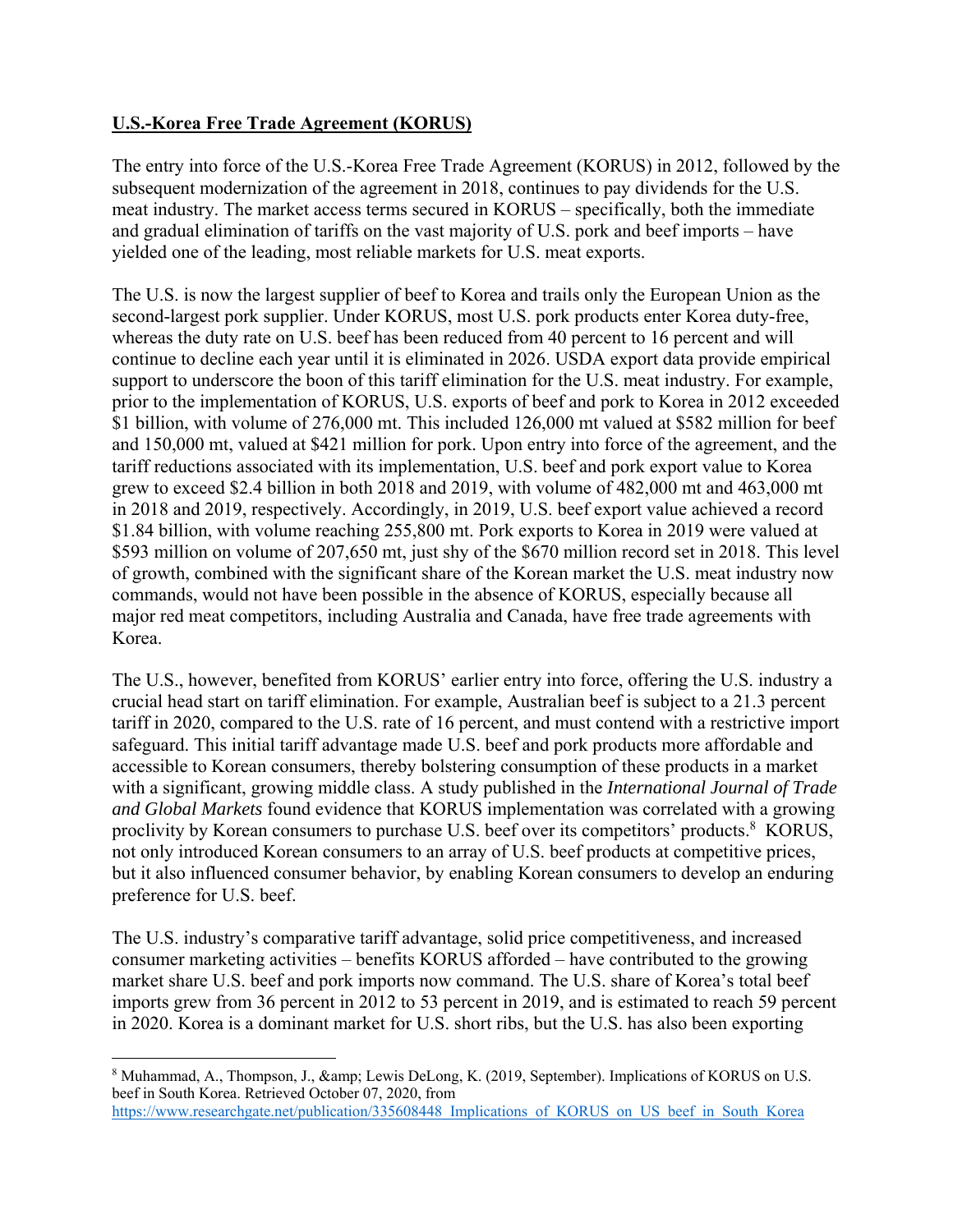**U.S.-Korea Free Trade Agreement (KORUS)**

The entry into force of the U.S.-Korea Free Trade Agreement (KORUS) in 2012, followed by the subsequent modernization of the agreement in 2018, continues to pay dividends for the U.S. meat industry. The market access terms secured in KORUS – specifically, both the immediate and gradual elimination of tariffs on the vast majority of U.S. pork and beef imports – have yielded one of the leading, most reliable markets for U.S. meat exports.

The U.S. is now the largest supplier of beef to Korea and trails only the European Union as the second-largest pork supplier. Under KORUS, most U.S. pork products enter Korea duty-free, whereas the duty rate on U.S. beef has been reduced from 40 percent to 16 percent and will continue to decline each year until it is eliminated in 2026. USDA export data provide empirical support to underscore the boon of this tariff elimination for the U.S. meat industry. For example, prior to the implementation of KORUS, U.S. exports of beef and pork to Korea in 2012 exceeded $1 billion, with volume of 276,000 mt. This included 126,000 mt valued at $582 million for beef and 150,000 mt, valued at $421 million for pork. Upon entry into force of the agreement, and the tariff reductions associated with its implementation, U.S. beef and pork export value to Korea grew to exceed $2.4 billion in both 2018 and 2019, with volume of 482,000 mt and 463,000 mt in 2018 and 2019, respectively. Accordingly, in 2019, U.S. beef export value achieved a record $1.84 billion, with volume reaching 255,800 mt. Pork exports to Korea in 2019 were valued at $593 million on volume of 207,650 mt, just shy of the $670 million record set in 2018. This level of growth, combined with the significant share of the Korean market the U.S. meat industry now commands, would not have been possible in the absence of KORUS, especially because all major red meat competitors, including Australia and Canada, have free trade agreements with Korea.

The U.S., however, benefited from KORUS' earlier entry into force, offering the U.S. industry a crucial head start on tariff elimination. For example, Australian beef is subject to a 21.3 percent tariff in 2020, compared to the U.S. rate of 16 percent, and must contend with a restrictive import safeguard. This initial tariff advantage made U.S. beef and pork products more affordable and accessible to Korean consumers, thereby bolstering consumption of these products in a market with a significant, growing middle class. A study published in the *International Journal of Trade and Global Markets* found evidence that KORUS implementation was correlated with a growing proclivity by Korean consumers to purchase U.S. beef over its competitors' products.[8] KORUS, not only introduced Korean consumers to an array of U.S. beef products at competitive prices, but it also influenced consumer behavior, by enabling Korean consumers to develop an enduring preference for U.S. beef.

The U.S. industry's comparative tariff advantage, solid price competitiveness, and increased consumer marketing activities – benefits KORUS afforded – have contributed to the growing market share U.S. beef and pork imports now command. The U.S. share of Korea's total beef imports grew from 36 percent in 2012 to 53 percent in 2019, and is estimated to reach 59 percent in 2020. Korea is a dominant market for U.S. short ribs, but the U.S. has also been exporting

[8] Muhammad, A., Thompson, J., &amp; Lewis DeLong, K. (2019, September). Implications of KORUS on U.S. beef in South Korea. Retrieved October 07, 2020, from https://www.researchgate.net/publication/335608448_Implications_of_KORUS_on_US_beef_in_South_Korea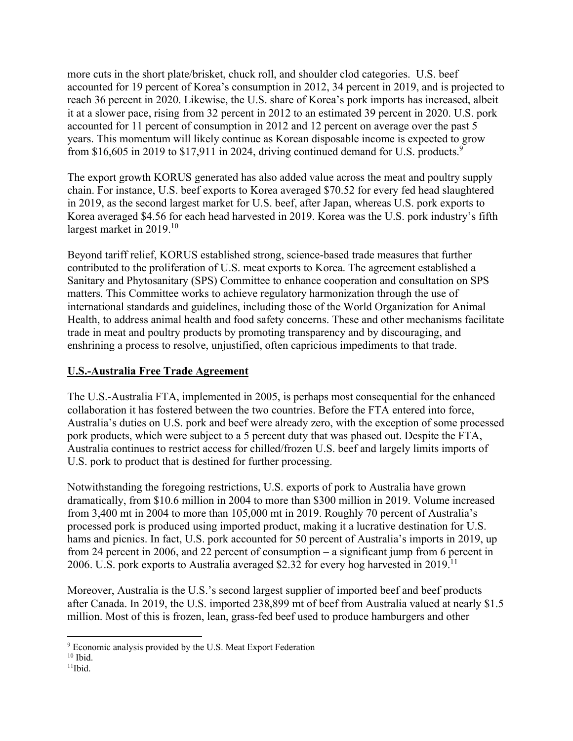more cuts in the short plate/brisket, chuck roll, and shoulder clod categories. U.S. beef accounted for 19 percent of Korea's consumption in 2012, 34 percent in 2019, and is projected to reach 36 percent in 2020. Likewise, the U.S. share of Korea's pork imports has increased, albeit it at a slower pace, rising from 32 percent in 2012 to an estimated 39 percent in 2020. U.S. pork accounted for 11 percent of consumption in 2012 and 12 percent on average over the past 5 years. This momentum will likely continue as Korean disposable income is expected to grow from $16,605 in 2019 to $17,911 in 2024, driving continued demand for U.S. products.[9]

The export growth KORUS generated has also added value across the meat and poultry supply chain. For instance, U.S. beef exports to Korea averaged $70.52 for every fed head slaughtered in 2019, as the second largest market for U.S. beef, after Japan, whereas U.S. pork exports to Korea averaged $4.56 for each head harvested in 2019. Korea was the U.S. pork industry's fifth largest market in 2019.[10]

Beyond tariff relief, KORUS established strong, science-based trade measures that further contributed to the proliferation of U.S. meat exports to Korea. The agreement established a Sanitary and Phytosanitary (SPS) Committee to enhance cooperation and consultation on SPS matters. This Committee works to achieve regulatory harmonization through the use of international standards and guidelines, including those of the World Organization for Animal Health, to address animal health and food safety concerns. These and other mechanisms facilitate trade in meat and poultry products by promoting transparency and by discouraging, and enshrining a process to resolve, unjustified, often capricious impediments to that trade.

## U.S.-Australia Free Trade Agreement

The U.S.-Australia FTA, implemented in 2005, is perhaps most consequential for the enhanced collaboration it has fostered between the two countries. Before the FTA entered into force, Australia's duties on U.S. pork and beef were already zero, with the exception of some processed pork products, which were subject to a 5 percent duty that was phased out. Despite the FTA, Australia continues to restrict access for chilled/frozen U.S. beef and largely limits imports of U.S. pork to product that is destined for further processing.

Notwithstanding the foregoing restrictions, U.S. exports of pork to Australia have grown dramatically, from $10.6 million in 2004 to more than $300 million in 2019. Volume increased from 3,400 mt in 2004 to more than 105,000 mt in 2019. Roughly 70 percent of Australia's processed pork is produced using imported product, making it a lucrative destination for U.S. hams and picnics. In fact, U.S. pork accounted for 50 percent of Australia's imports in 2019, up from 24 percent in 2006, and 22 percent of consumption – a significant jump from 6 percent in 2006. U.S. pork exports to Australia averaged $2.32 for every hog harvested in 2019.[11]

Moreover, Australia is the U.S.'s second largest supplier of imported beef and beef products after Canada. In 2019, the U.S. imported 238,899 mt of beef from Australia valued at nearly $1.5 million. Most of this is frozen, lean, grass-fed beef used to produce hamburgers and other

---

[9] Economic analysis provided by the U.S. Meat Export Federation

[10] Ibid.

[11] Ibid.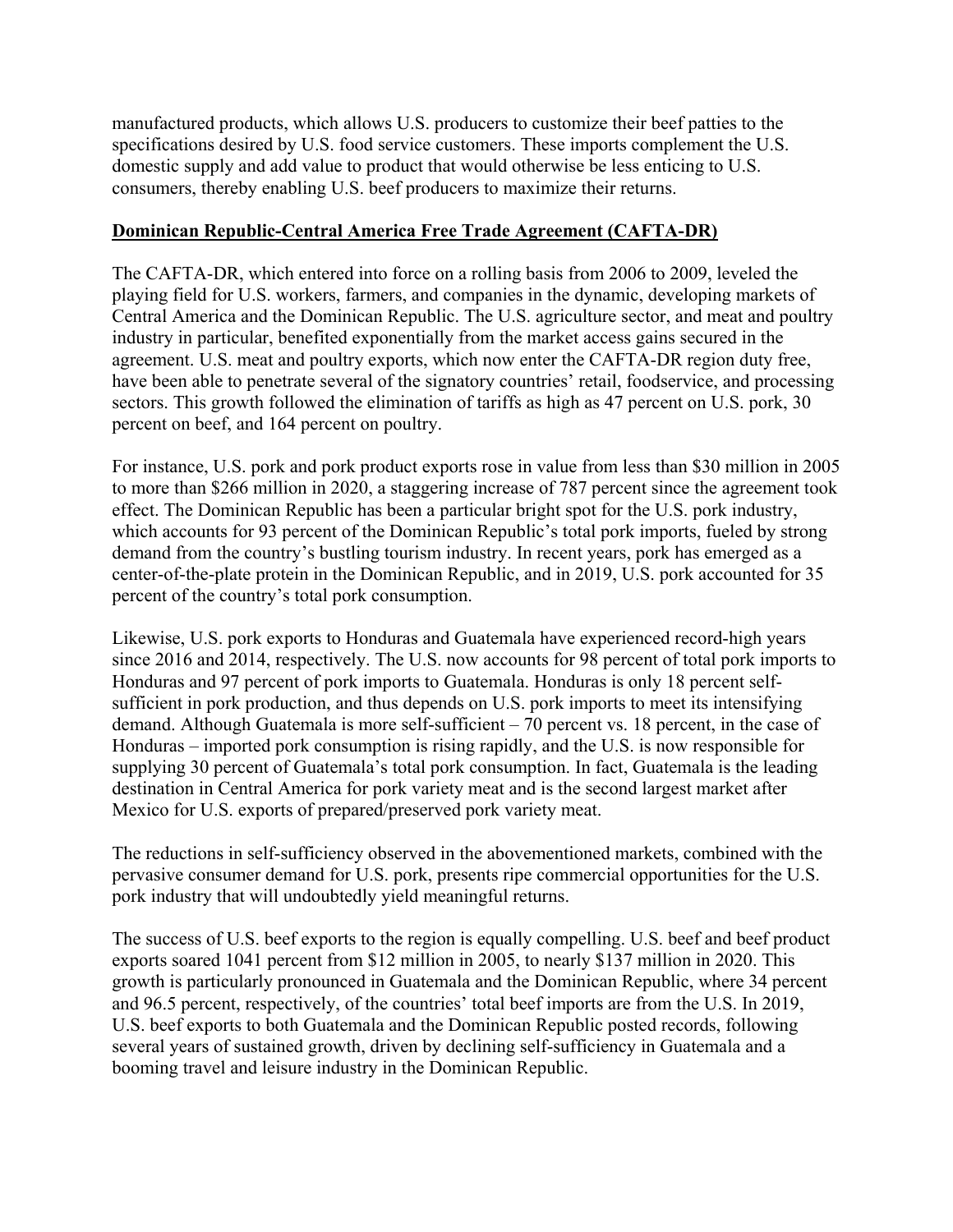manufactured products, which allows U.S. producers to customize their beef patties to the specifications desired by U.S. food service customers. These imports complement the U.S. domestic supply and add value to product that would otherwise be less enticing to U.S. consumers, thereby enabling U.S. beef producers to maximize their returns.

**Dominican Republic-Central America Free Trade Agreement (CAFTA-DR)**

The CAFTA-DR, which entered into force on a rolling basis from 2006 to 2009, leveled the playing field for U.S. workers, farmers, and companies in the dynamic, developing markets of Central America and the Dominican Republic. The U.S. agriculture sector, and meat and poultry industry in particular, benefited exponentially from the market access gains secured in the agreement. U.S. meat and poultry exports, which now enter the CAFTA-DR region duty free, have been able to penetrate several of the signatory countries' retail, foodservice, and processing sectors. This growth followed the elimination of tariffs as high as 47 percent on U.S. pork, 30 percent on beef, and 164 percent on poultry.

For instance, U.S. pork and pork product exports rose in value from less than $30 million in 2005 to more than $266 million in 2020, a staggering increase of 787 percent since the agreement took effect. The Dominican Republic has been a particular bright spot for the U.S. pork industry, which accounts for 93 percent of the Dominican Republic's total pork imports, fueled by strong demand from the country's bustling tourism industry. In recent years, pork has emerged as a center-of-the-plate protein in the Dominican Republic, and in 2019, U.S. pork accounted for 35 percent of the country's total pork consumption.

Likewise, U.S. pork exports to Honduras and Guatemala have experienced record-high years since 2016 and 2014, respectively. The U.S. now accounts for 98 percent of total pork imports to Honduras and 97 percent of pork imports to Guatemala. Honduras is only 18 percent self-sufficient in pork production, and thus depends on U.S. pork imports to meet its intensifying demand. Although Guatemala is more self-sufficient – 70 percent vs. 18 percent, in the case of Honduras – imported pork consumption is rising rapidly, and the U.S. is now responsible for supplying 30 percent of Guatemala's total pork consumption. In fact, Guatemala is the leading destination in Central America for pork variety meat and is the second largest market after Mexico for U.S. exports of prepared/preserved pork variety meat.

The reductions in self-sufficiency observed in the abovementioned markets, combined with the pervasive consumer demand for U.S. pork, presents ripe commercial opportunities for the U.S. pork industry that will undoubtedly yield meaningful returns.

The success of U.S. beef exports to the region is equally compelling. U.S. beef and beef product exports soared 1041 percent from $12 million in 2005, to nearly $137 million in 2020. This growth is particularly pronounced in Guatemala and the Dominican Republic, where 34 percent and 96.5 percent, respectively, of the countries' total beef imports are from the U.S. In 2019, U.S. beef exports to both Guatemala and the Dominican Republic posted records, following several years of sustained growth, driven by declining self-sufficiency in Guatemala and a booming travel and leisure industry in the Dominican Republic.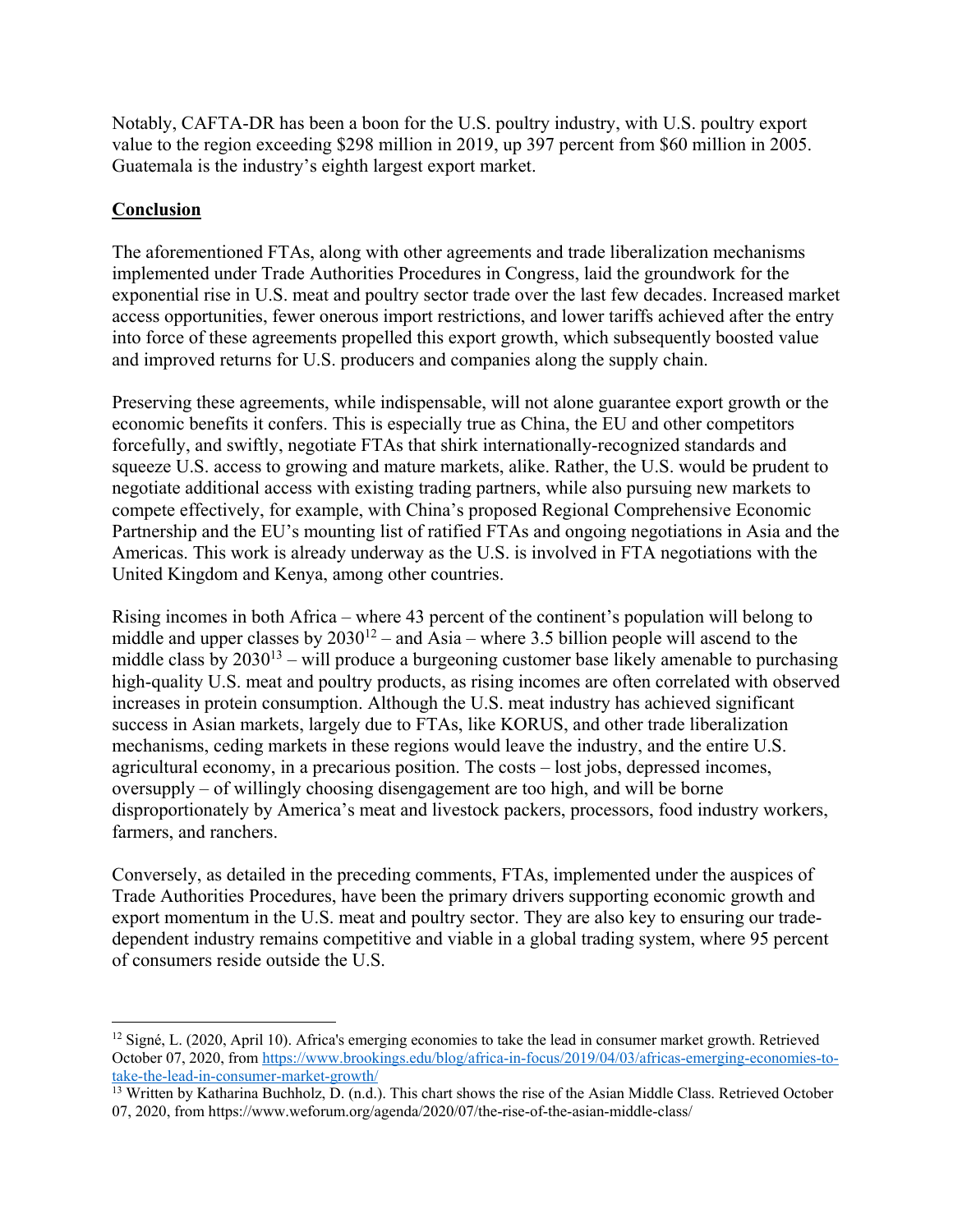Notably, CAFTA-DR has been a boon for the U.S. poultry industry, with U.S. poultry export value to the region exceeding $298 million in 2019, up 397 percent from $60 million in 2005. Guatemala is the industry's eighth largest export market.

## Conclusion

The aforementioned FTAs, along with other agreements and trade liberalization mechanisms implemented under Trade Authorities Procedures in Congress, laid the groundwork for the exponential rise in U.S. meat and poultry sector trade over the last few decades. Increased market access opportunities, fewer onerous import restrictions, and lower tariffs achieved after the entry into force of these agreements propelled this export growth, which subsequently boosted value and improved returns for U.S. producers and companies along the supply chain.

Preserving these agreements, while indispensable, will not alone guarantee export growth or the economic benefits it confers. This is especially true as China, the EU and other competitors forcefully, and swiftly, negotiate FTAs that shirk internationally-recognized standards and squeeze U.S. access to growing and mature markets, alike. Rather, the U.S. would be prudent to negotiate additional access with existing trading partners, while also pursuing new markets to compete effectively, for example, with China's proposed Regional Comprehensive Economic Partnership and the EU's mounting list of ratified FTAs and ongoing negotiations in Asia and the Americas. This work is already underway as the U.S. is involved in FTA negotiations with the United Kingdom and Kenya, among other countries.

Rising incomes in both Africa – where 43 percent of the continent's population will belong to middle and upper classes by 2030[12] – and Asia – where 3.5 billion people will ascend to the middle class by 2030[13] – will produce a burgeoning customer base likely amenable to purchasing high-quality U.S. meat and poultry products, as rising incomes are often correlated with observed increases in protein consumption. Although the U.S. meat industry has achieved significant success in Asian markets, largely due to FTAs, like KORUS, and other trade liberalization mechanisms, ceding markets in these regions would leave the industry, and the entire U.S. agricultural economy, in a precarious position. The costs – lost jobs, depressed incomes, oversupply – of willingly choosing disengagement are too high, and will be borne disproportionately by America's meat and livestock packers, processors, food industry workers, farmers, and ranchers.

Conversely, as detailed in the preceding comments, FTAs, implemented under the auspices of Trade Authorities Procedures, have been the primary drivers supporting economic growth and export momentum in the U.S. meat and poultry sector. They are also key to ensuring our trade-dependent industry remains competitive and viable in a global trading system, where 95 percent of consumers reside outside the U.S.

---

[12] Signé, L. (2020, April 10). Africa's emerging economies to take the lead in consumer market growth. Retrieved October 07, 2020, from https://www.brookings.edu/blog/africa-in-focus/2019/04/03/africas-emerging-economies-to-take-the-lead-in-consumer-market-growth/

[13] Written by Katharina Buchholz, D. (n.d.). This chart shows the rise of the Asian Middle Class. Retrieved October 07, 2020, from https://www.weforum.org/agenda/2020/07/the-rise-of-the-asian-middle-class/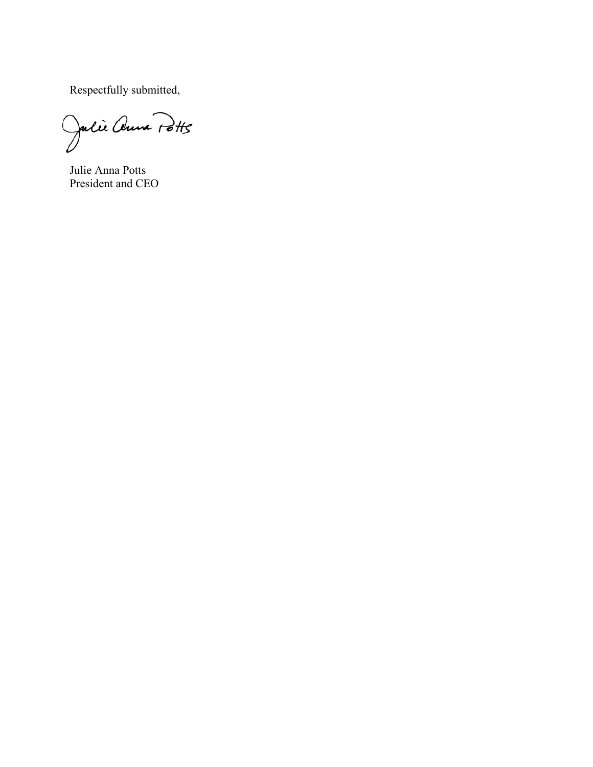Respectfully submitted,

Julie Anna Potts
President and CEO